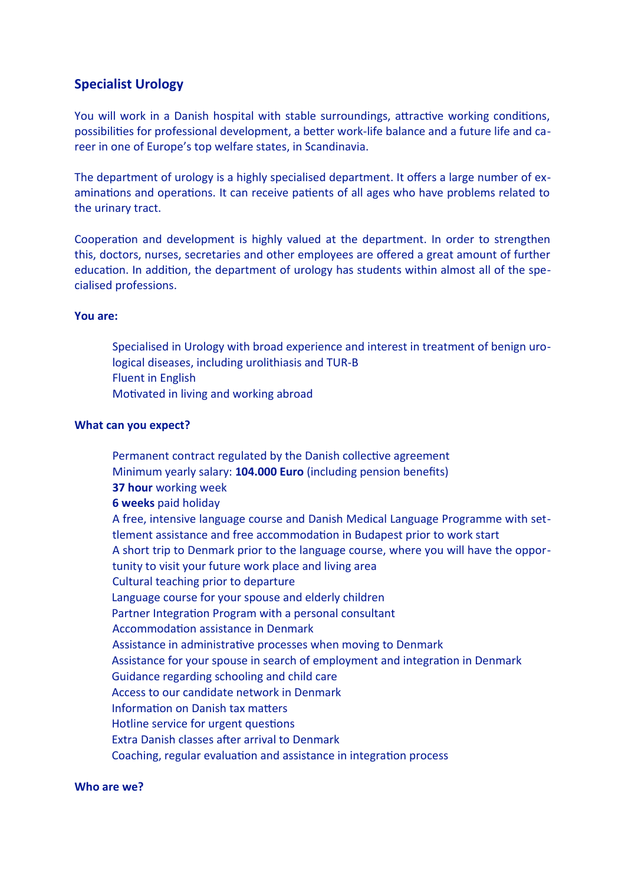## Specialist Urology

You will work in a Danish hospital with stable surroundings, attractive working conditions, possibilities for professional development, a better work-life balance and a future life and career in one of Europe's top welfare states, in Scandinavia.

The department of urology is a highly specialised department. It offers a large number of examinations and operations. It can receive patients of all ages who have problems related to the urinary tract.

Cooperation and development is highly valued at the department. In order to strengthen this, doctors, nurses, secretaries and other employees are offered a great amount of further education. In addition, the department of urology has students within almost all of the specialised professions.

**You are:**

- Specialised in Urology with broad experience and interest in treatment of benign urological diseases, including urolithiasis and TUR-B
- Fluent in English
- Motivated in living and working abroad

**What can you expect?**

- Permanent contract regulated by the Danish collective agreement
- Minimum yearly salary: **104.000 Euro** (including pension benefits)
- **37 hour** working week
- **6 weeks** paid holiday
- A free, intensive language course and Danish Medical Language Programme with settlement assistance and free accommodation in Budapest prior to work start
- A short trip to Denmark prior to the language course, where you will have the opportunity to visit your future work place and living area
- Cultural teaching prior to departure
- Language course for your spouse and elderly children
- Partner Integration Program with a personal consultant
- Accommodation assistance in Denmark
- Assistance in administrative processes when moving to Denmark
- Assistance for your spouse in search of employment and integration in Denmark
- Guidance regarding schooling and child care
- Access to our candidate network in Denmark
- Information on Danish tax matters
- Hotline service for urgent questions
- Extra Danish classes after arrival to Denmark
- Coaching, regular evaluation and assistance in integration process

**Who are we?**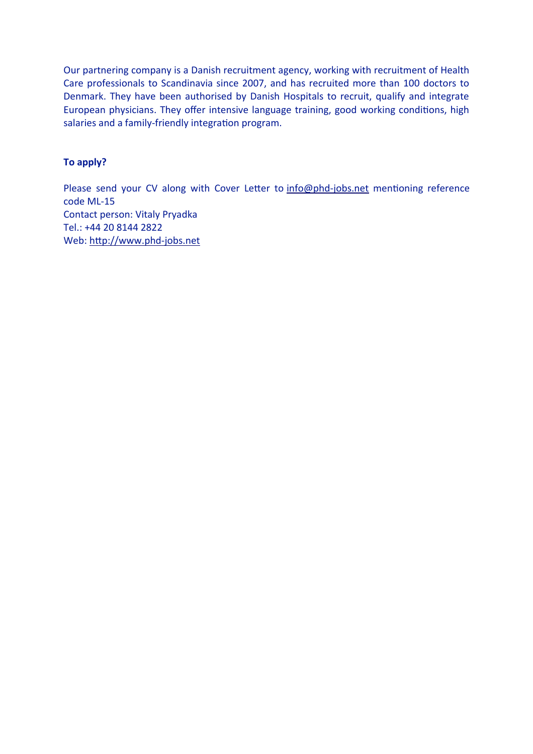Our partnering company is a Danish recruitment agency, working with recruitment of Health Care professionals to Scandinavia since 2007, and has recruited more than 100 doctors to Denmark. They have been authorised by Danish Hospitals to recruit, qualify and integrate European physicians. They offer intensive language training, good working conditions, high salaries and a family-friendly integration program.

**To apply?**

Please send your CV along with Cover Letter to info@phd-jobs.net mentioning reference code ML-15
Contact person: Vitaly Pryadka
Tel.: +44 20 8144 2822
Web: http://www.phd-jobs.net